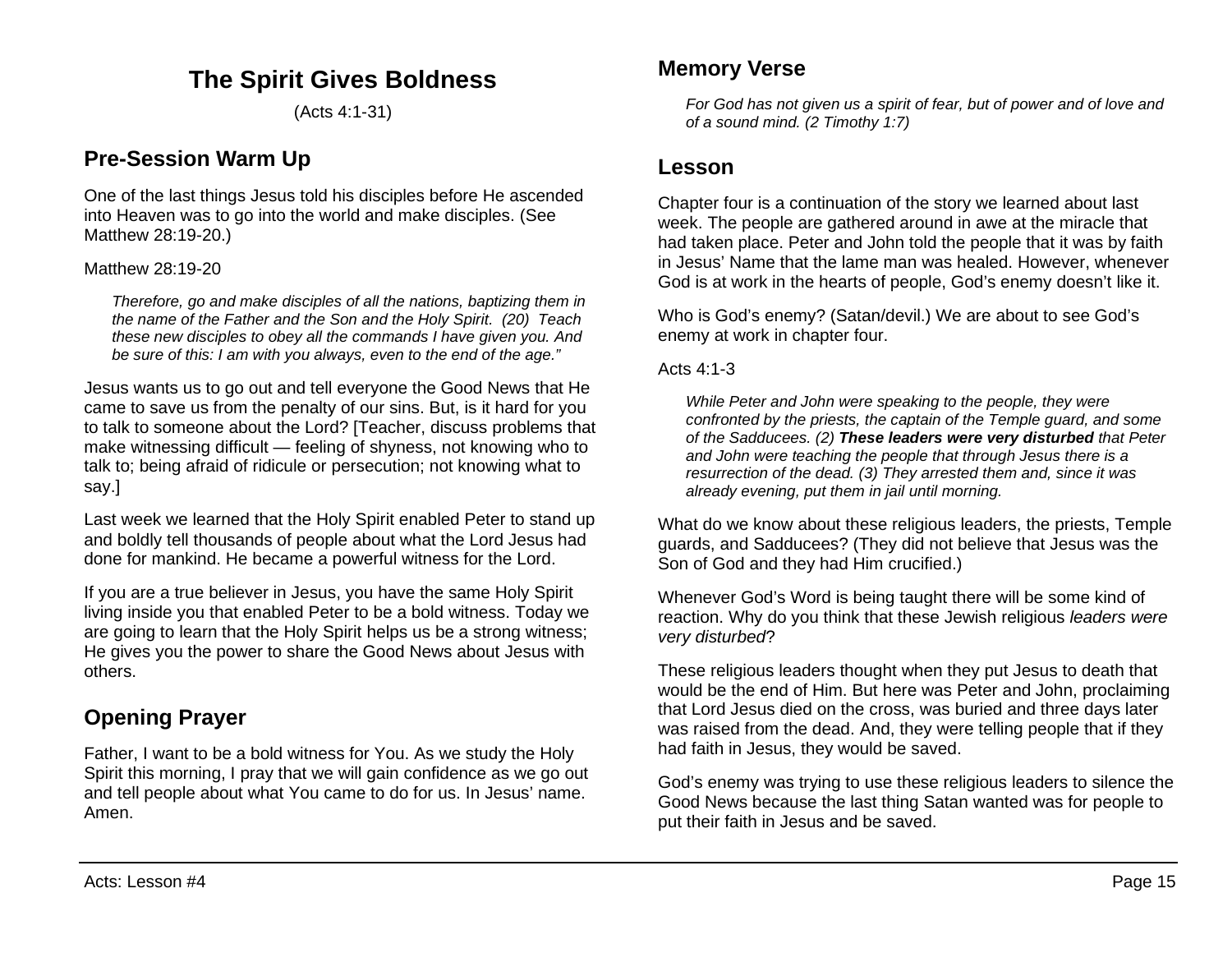# The Spirit Gives Boldness

(Acts 4:1-31)

## Pre-Session Warm Up

One of the last things Jesus told his disciples before He ascended into Heaven was to go into the world and make disciples. (See Matthew 28:19-20.)

Matthew 28:19-20

> *Therefore, go and make disciples of all the nations, baptizing them in the name of the Father and the Son and the Holy Spirit. (20) Teach these new disciples to obey all the commands I have given you. And be sure of this: I am with you always, even to the end of the age."*

Jesus wants us to go out and tell everyone the Good News that He came to save us from the penalty of our sins. But, is it hard for you to talk to someone about the Lord? [Teacher, discuss problems that make witnessing difficult — feeling of shyness, not knowing who to talk to; being afraid of ridicule or persecution; not knowing what to say.]

Last week we learned that the Holy Spirit enabled Peter to stand up and boldly tell thousands of people about what the Lord Jesus had done for mankind. He became a powerful witness for the Lord.

If you are a true believer in Jesus, you have the same Holy Spirit living inside you that enabled Peter to be a bold witness. Today we are going to learn that the Holy Spirit helps us be a strong witness; He gives you the power to share the Good News about Jesus with others.

## Opening Prayer

Father, I want to be a bold witness for You. As we study the Holy Spirit this morning, I pray that we will gain confidence as we go out and tell people about what You came to do for us. In Jesus' name. Amen.

## Memory Verse

> *For God has not given us a spirit of fear, but of power and of love and of a sound mind. (2 Timothy 1:7)*

## Lesson

Chapter four is a continuation of the story we learned about last week. The people are gathered around in awe at the miracle that had taken place. Peter and John told the people that it was by faith in Jesus' Name that the lame man was healed. However, whenever God is at work in the hearts of people, God's enemy doesn't like it.

Who is God's enemy? (Satan/devil.) We are about to see God's enemy at work in chapter four.

Acts 4:1-3

> *While Peter and John were speaking to the people, they were confronted by the priests, the captain of the Temple guard, and some of the Sadducees. (2)* ***These leaders were very disturbed*** *that Peter and John were teaching the people that through Jesus there is a resurrection of the dead. (3) They arrested them and, since it was already evening, put them in jail until morning.*

What do we know about these religious leaders, the priests, Temple guards, and Sadducees? (They did not believe that Jesus was the Son of God and they had Him crucified.)

Whenever God's Word is being taught there will be some kind of reaction. Why do you think that these Jewish religious *leaders were very disturbed*?

These religious leaders thought when they put Jesus to death that would be the end of Him. But here was Peter and John, proclaiming that Lord Jesus died on the cross, was buried and three days later was raised from the dead. And, they were telling people that if they had faith in Jesus, they would be saved.

God's enemy was trying to use these religious leaders to silence the Good News because the last thing Satan wanted was for people to put their faith in Jesus and be saved.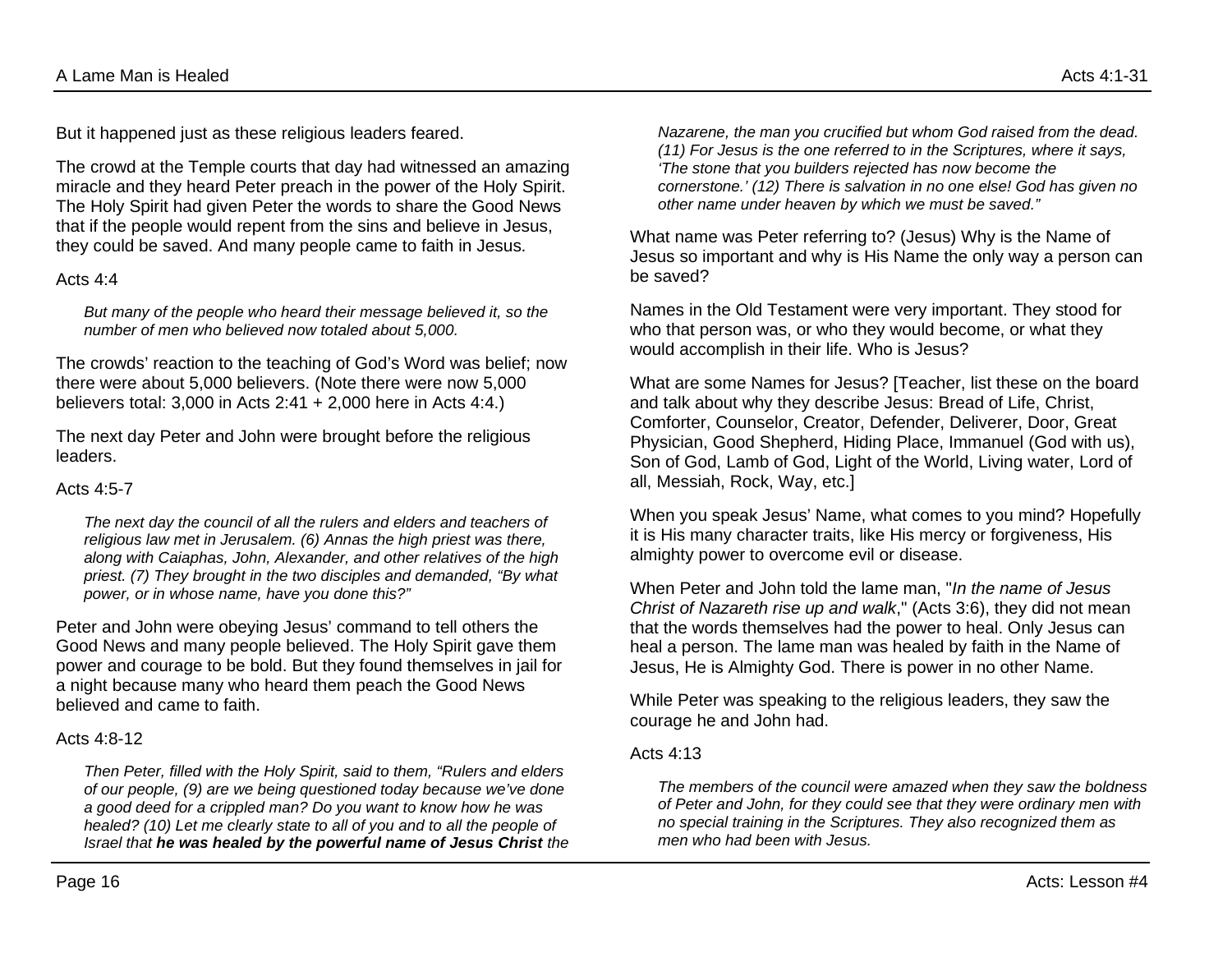But it happened just as these religious leaders feared.

The crowd at the Temple courts that day had witnessed an amazing miracle and they heard Peter preach in the power of the Holy Spirit. The Holy Spirit had given Peter the words to share the Good News that if the people would repent from the sins and believe in Jesus, they could be saved. And many people came to faith in Jesus.

Acts 4:4

> *But many of the people who heard their message believed it, so the number of men who believed now totaled about 5,000.*

The crowds' reaction to the teaching of God's Word was belief; now there were about 5,000 believers. (Note there were now 5,000 believers total: 3,000 in Acts 2:41 + 2,000 here in Acts 4:4.)

The next day Peter and John were brought before the religious leaders.

Acts 4:5-7

> *The next day the council of all the rulers and elders and teachers of religious law met in Jerusalem. (6) Annas the high priest was there, along with Caiaphas, John, Alexander, and other relatives of the high priest. (7) They brought in the two disciples and demanded, "By what power, or in whose name, have you done this?"*

Peter and John were obeying Jesus' command to tell others the Good News and many people believed. The Holy Spirit gave them power and courage to be bold. But they found themselves in jail for a night because many who heard them peach the Good News believed and came to faith.

Acts 4:8-12

> *Then Peter, filled with the Holy Spirit, said to them, "Rulers and elders of our people, (9) are we being questioned today because we've done a good deed for a crippled man? Do you want to know how he was healed? (10) Let me clearly state to all of you and to all the people of Israel that **he was healed by the powerful name of Jesus Christ** the Nazarene, the man you crucified but whom God raised from the dead. (11) For Jesus is the one referred to in the Scriptures, where it says, 'The stone that you builders rejected has now become the cornerstone.' (12) There is salvation in no one else! God has given no other name under heaven by which we must be saved."*

What name was Peter referring to? (Jesus) Why is the Name of Jesus so important and why is His Name the only way a person can be saved?

Names in the Old Testament were very important. They stood for who that person was, or who they would become, or what they would accomplish in their life. Who is Jesus?

What are some Names for Jesus? [Teacher, list these on the board and talk about why they describe Jesus: Bread of Life, Christ, Comforter, Counselor, Creator, Defender, Deliverer, Door, Great Physician, Good Shepherd, Hiding Place, Immanuel (God with us), Son of God, Lamb of God, Light of the World, Living water, Lord of all, Messiah, Rock, Way, etc.]

When you speak Jesus' Name, what comes to you mind? Hopefully it is His many character traits, like His mercy or forgiveness, His almighty power to overcome evil or disease.

When Peter and John told the lame man, "*In the name of Jesus Christ of Nazareth rise up and walk*," (Acts 3:6), they did not mean that the words themselves had the power to heal. Only Jesus can heal a person. The lame man was healed by faith in the Name of Jesus, He is Almighty God. There is power in no other Name.

While Peter was speaking to the religious leaders, they saw the courage he and John had.

Acts 4:13

> *The members of the council were amazed when they saw the boldness of Peter and John, for they could see that they were ordinary men with no special training in the Scriptures. They also recognized them as men who had been with Jesus.*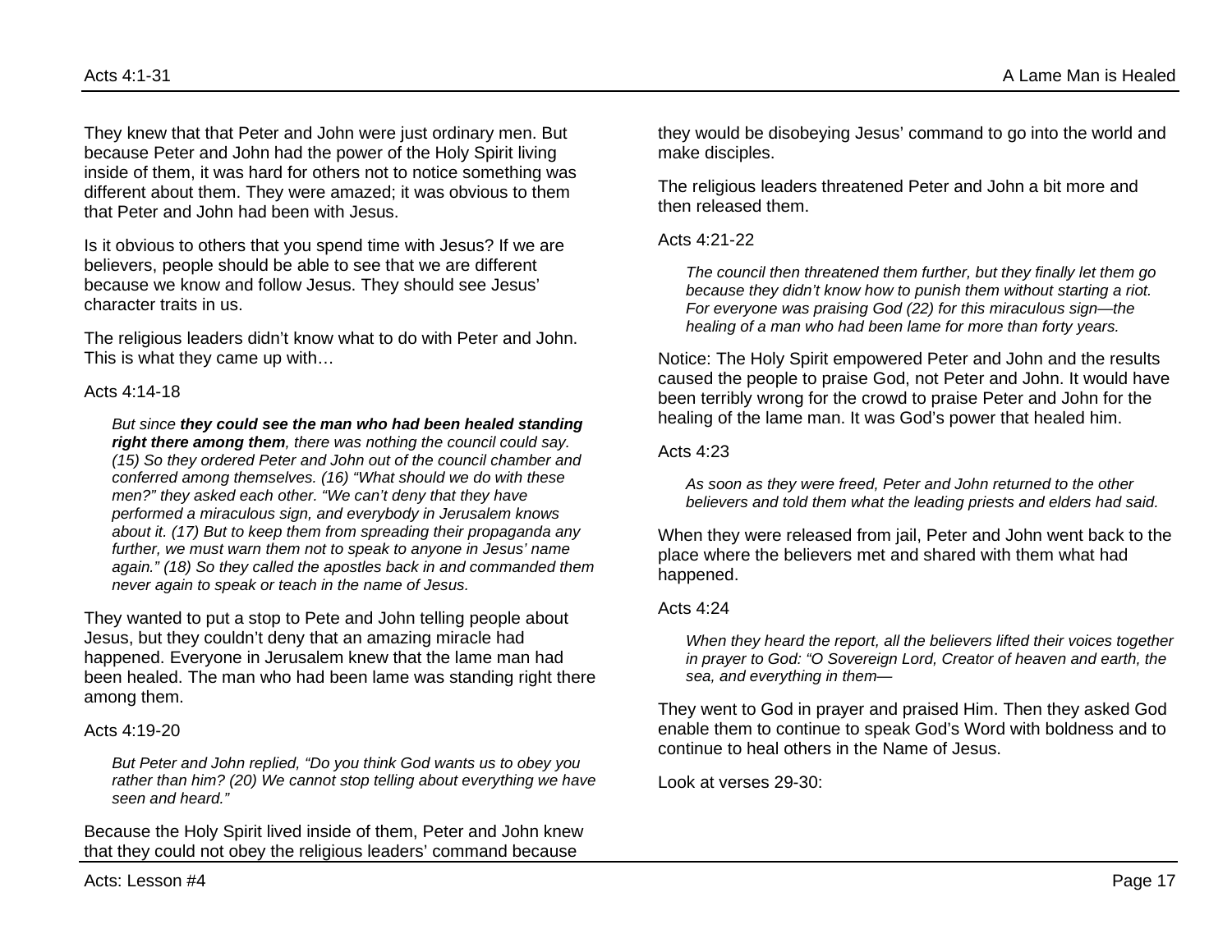They knew that that Peter and John were just ordinary men. But because Peter and John had the power of the Holy Spirit living inside of them, it was hard for others not to notice something was different about them. They were amazed; it was obvious to them that Peter and John had been with Jesus.

Is it obvious to others that you spend time with Jesus? If we are believers, people should be able to see that we are different because we know and follow Jesus. They should see Jesus' character traits in us.

The religious leaders didn't know what to do with Peter and John. This is what they came up with…

Acts 4:14-18

> *But since **they could see the man who had been healed standing right there among them**, there was nothing the council could say. (15) So they ordered Peter and John out of the council chamber and conferred among themselves. (16) "What should we do with these men?" they asked each other. "We can't deny that they have performed a miraculous sign, and everybody in Jerusalem knows about it. (17) But to keep them from spreading their propaganda any further, we must warn them not to speak to anyone in Jesus' name again." (18) So they called the apostles back in and commanded them never again to speak or teach in the name of Jesus.*

They wanted to put a stop to Pete and John telling people about Jesus, but they couldn't deny that an amazing miracle had happened. Everyone in Jerusalem knew that the lame man had been healed. The man who had been lame was standing right there among them.

Acts 4:19-20

> *But Peter and John replied, "Do you think God wants us to obey you rather than him? (20) We cannot stop telling about everything we have seen and heard."*

Because the Holy Spirit lived inside of them, Peter and John knew that they could not obey the religious leaders' command because they would be disobeying Jesus' command to go into the world and make disciples.

The religious leaders threatened Peter and John a bit more and then released them.

Acts 4:21-22

> *The council then threatened them further, but they finally let them go because they didn't know how to punish them without starting a riot. For everyone was praising God (22) for this miraculous sign—the healing of a man who had been lame for more than forty years.*

Notice: The Holy Spirit empowered Peter and John and the results caused the people to praise God, not Peter and John. It would have been terribly wrong for the crowd to praise Peter and John for the healing of the lame man. It was God's power that healed him.

Acts 4:23

> *As soon as they were freed, Peter and John returned to the other believers and told them what the leading priests and elders had said.*

When they were released from jail, Peter and John went back to the place where the believers met and shared with them what had happened.

Acts 4:24

> *When they heard the report, all the believers lifted their voices together in prayer to God: "O Sovereign Lord, Creator of heaven and earth, the sea, and everything in them—*

They went to God in prayer and praised Him. Then they asked God enable them to continue to speak God's Word with boldness and to continue to heal others in the Name of Jesus.

Look at verses 29-30: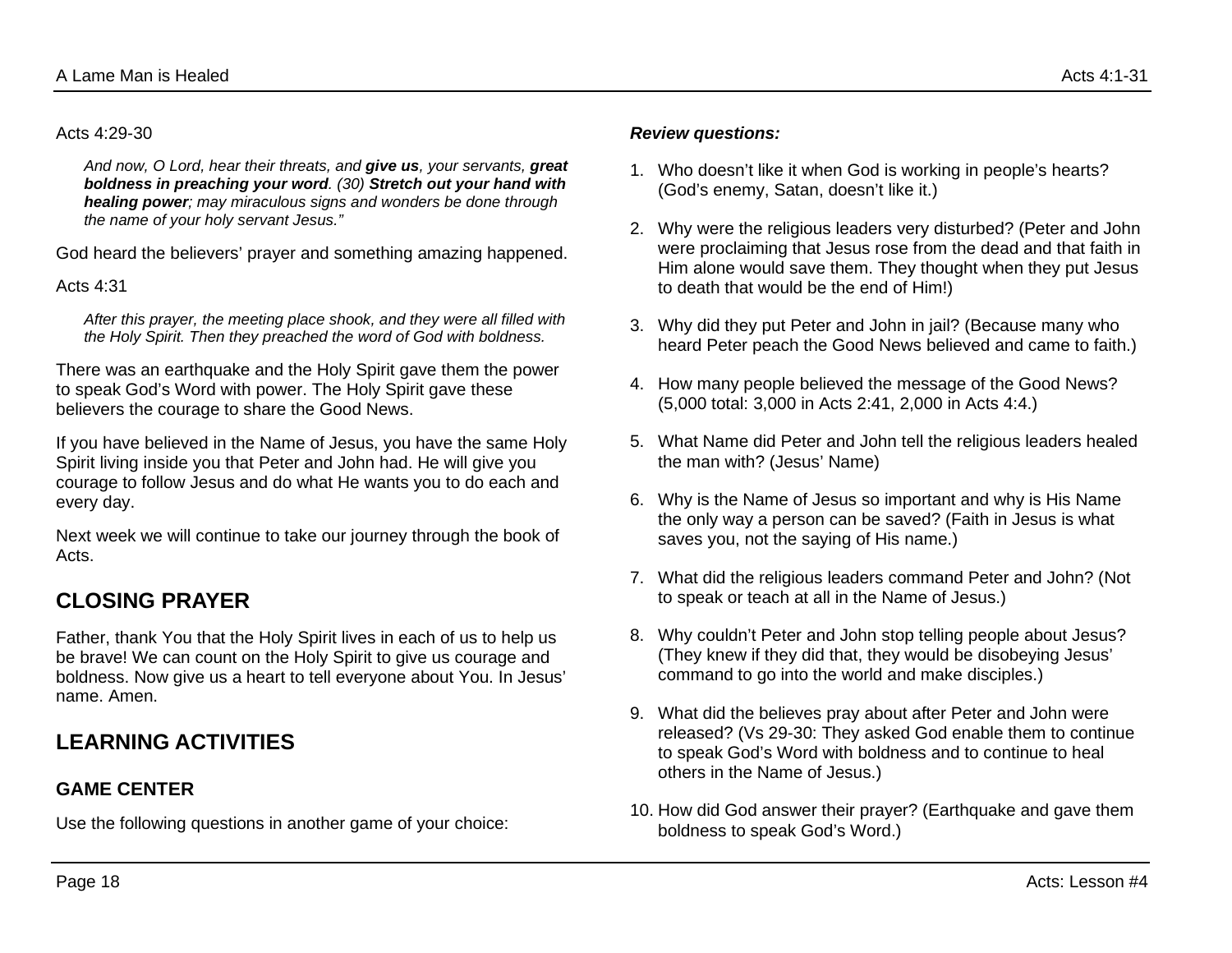Acts 4:29-30

> *And now, O Lord, hear their threats, and **give us**, your servants, **great boldness in preaching your word**. (30) **Stretch out your hand with healing power**; may miraculous signs and wonders be done through the name of your holy servant Jesus."*

God heard the believers' prayer and something amazing happened.

Acts 4:31

> *After this prayer, the meeting place shook, and they were all filled with the Holy Spirit. Then they preached the word of God with boldness.*

There was an earthquake and the Holy Spirit gave them the power to speak God's Word with power. The Holy Spirit gave these believers the courage to share the Good News.

If you have believed in the Name of Jesus, you have the same Holy Spirit living inside you that Peter and John had. He will give you courage to follow Jesus and do what He wants you to do each and every day.

Next week we will continue to take our journey through the book of Acts.

## CLOSING PRAYER

Father, thank You that the Holy Spirit lives in each of us to help us be brave! We can count on the Holy Spirit to give us courage and boldness. Now give us a heart to tell everyone about You. In Jesus' name. Amen.

## LEARNING ACTIVITIES

### GAME CENTER

Use the following questions in another game of your choice:

***Review questions:***

1. Who doesn't like it when God is working in people's hearts? (God's enemy, Satan, doesn't like it.)
2. Why were the religious leaders very disturbed? (Peter and John were proclaiming that Jesus rose from the dead and that faith in Him alone would save them. They thought when they put Jesus to death that would be the end of Him!)
3. Why did they put Peter and John in jail? (Because many who heard Peter peach the Good News believed and came to faith.)
4. How many people believed the message of the Good News? (5,000 total: 3,000 in Acts 2:41, 2,000 in Acts 4:4.)
5. What Name did Peter and John tell the religious leaders healed the man with? (Jesus' Name)
6. Why is the Name of Jesus so important and why is His Name the only way a person can be saved? (Faith in Jesus is what saves you, not the saying of His name.)
7. What did the religious leaders command Peter and John? (Not to speak or teach at all in the Name of Jesus.)
8. Why couldn't Peter and John stop telling people about Jesus? (They knew if they did that, they would be disobeying Jesus' command to go into the world and make disciples.)
9. What did the believes pray about after Peter and John were released? (Vs 29-30: They asked God enable them to continue to speak God's Word with boldness and to continue to heal others in the Name of Jesus.)
10. How did God answer their prayer? (Earthquake and gave them boldness to speak God's Word.)